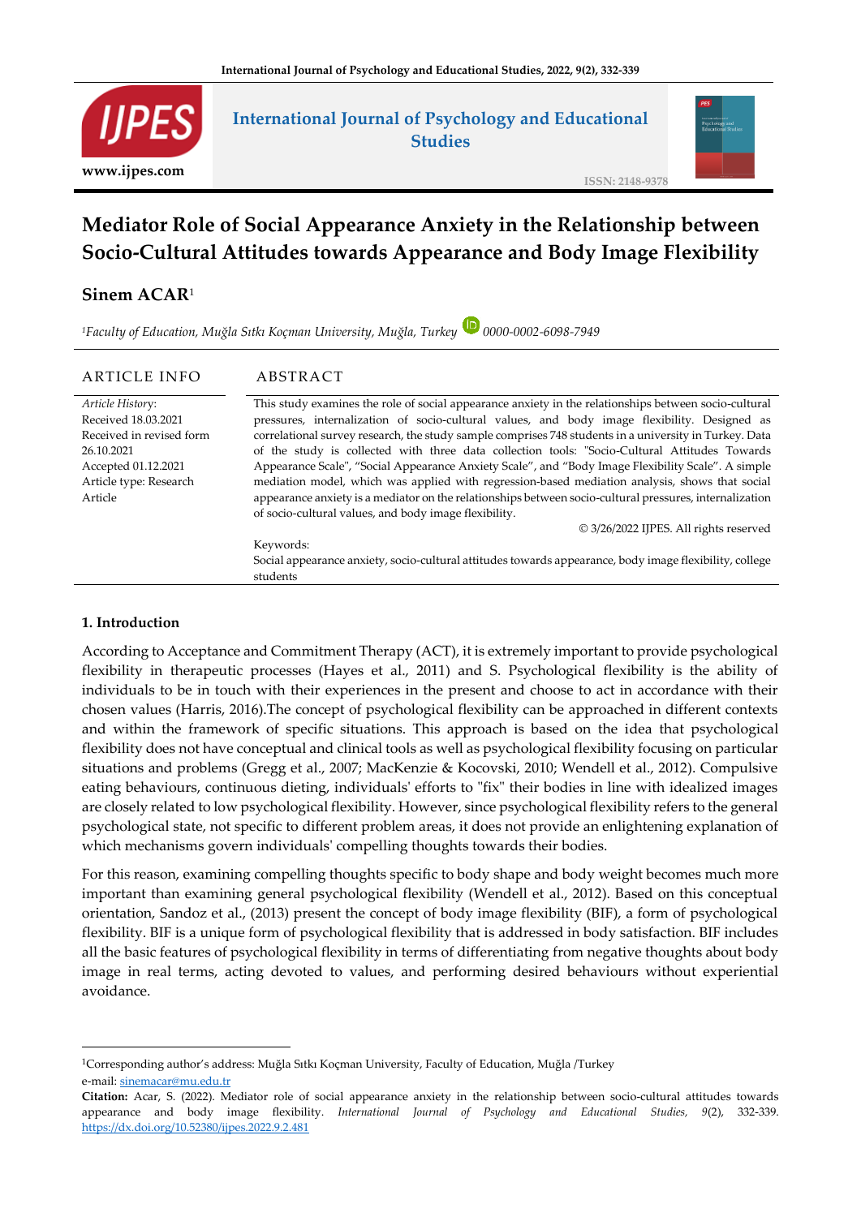# Mediator Role of Social Appearance Anxiety in the Relationship between Socio-Cultural Attitudes towards Appearance and Body Image Flexibility

**Sinem ACAR**[1]

*[1]Faculty of Education, Muğla Sıtkı Koçman University, Muğla, Turkey* 0000-0002-6098-7949

| ARTICLE INFO | ABSTRACT |
|---|---|
| *Article History*: Received 18.03.2021 Received in revised form 26.10.2021 Accepted 01.12.2021 Article type: Research Article | This study examines the role of social appearance anxiety in the relationships between socio-cultural pressures, internalization of socio-cultural values, and body image flexibility. Designed as correlational survey research, the study sample comprises 748 students in a university in Turkey. Data of the study is collected with three data collection tools: "Socio-Cultural Attitudes Towards Appearance Scale", "Social Appearance Anxiety Scale", and "Body Image Flexibility Scale". A simple mediation model, which was applied with regression-based mediation analysis, shows that social appearance anxiety is a mediator on the relationships between socio-cultural pressures, internalization of socio-cultural values, and body image flexibility. © 3/26/2022 IJPES. All rights reserved |
| | Keywords: Social appearance anxiety, socio-cultural attitudes towards appearance, body image flexibility, college students |

## 1. Introduction

According to Acceptance and Commitment Therapy (ACT), it is extremely important to provide psychological flexibility in therapeutic processes (Hayes et al., 2011) and S. Psychological flexibility is the ability of individuals to be in touch with their experiences in the present and choose to act in accordance with their chosen values (Harris, 2016).The concept of psychological flexibility can be approached in different contexts and within the framework of specific situations. This approach is based on the idea that psychological flexibility does not have conceptual and clinical tools as well as psychological flexibility focusing on particular situations and problems (Gregg et al., 2007; MacKenzie & Kocovski, 2010; Wendell et al., 2012). Compulsive eating behaviours, continuous dieting, individuals' efforts to "fix" their bodies in line with idealized images are closely related to low psychological flexibility. However, since psychological flexibility refers to the general psychological state, not specific to different problem areas, it does not provide an enlightening explanation of which mechanisms govern individuals' compelling thoughts towards their bodies.

For this reason, examining compelling thoughts specific to body shape and body weight becomes much more important than examining general psychological flexibility (Wendell et al., 2012). Based on this conceptual orientation, Sandoz et al., (2013) present the concept of body image flexibility (BIF), a form of psychological flexibility. BIF is a unique form of psychological flexibility that is addressed in body satisfaction. BIF includes all the basic features of psychological flexibility in terms of differentiating from negative thoughts about body image in real terms, acting devoted to values, and performing desired behaviours without experiential avoidance.

---

[1]Corresponding author's address: Muğla Sıtkı Koçman University, Faculty of Education, Muğla /Turkey
e-mail: sinemacar@mu.edu.tr

**Citation:** Acar, S. (2022). Mediator role of social appearance anxiety in the relationship between socio-cultural attitudes towards appearance and body image flexibility. *International Journal of Psychology and Educational Studies, 9*(2), 332-339. https://dx.doi.org/10.52380/ijpes.2022.9.2.481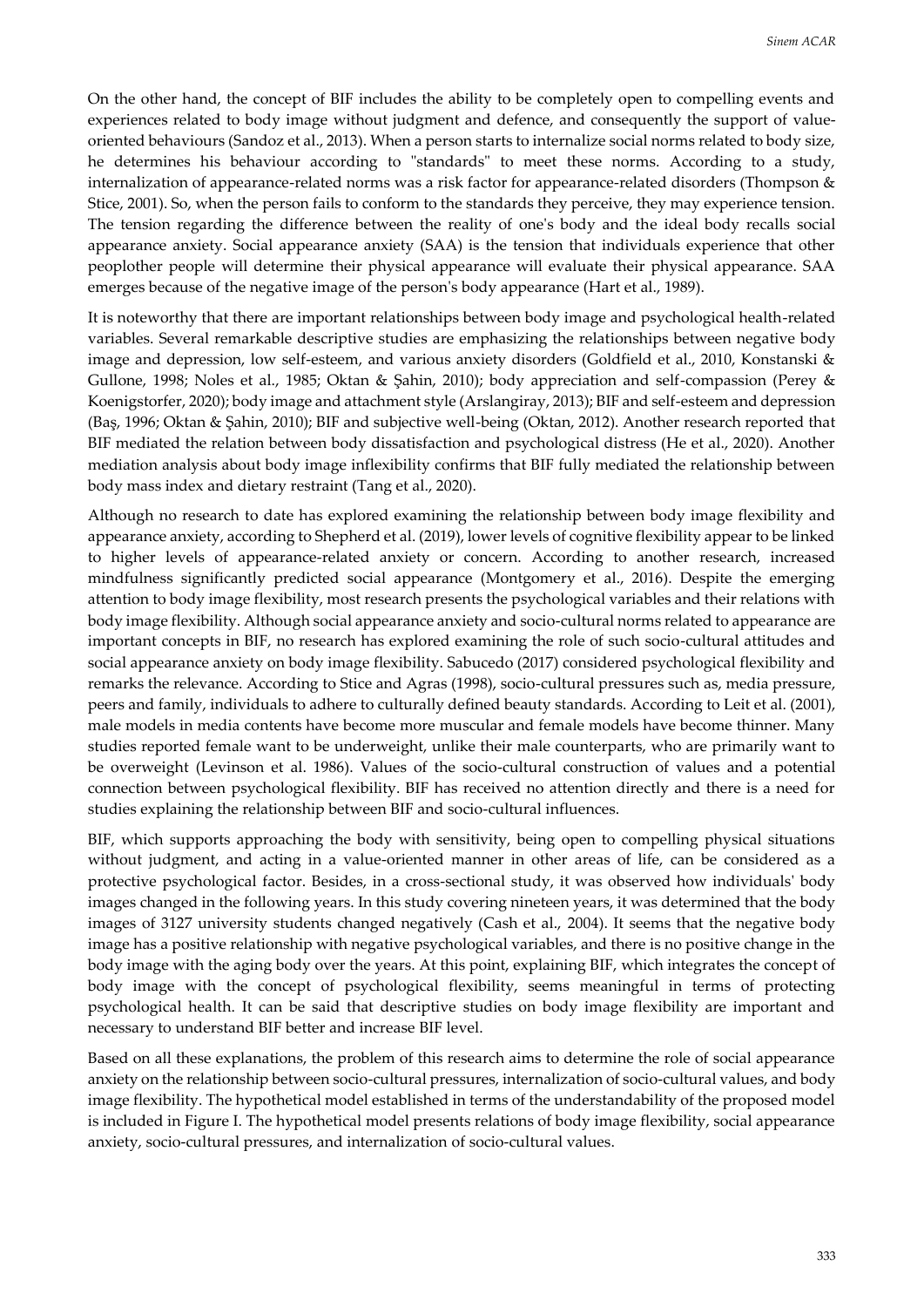On the other hand, the concept of BIF includes the ability to be completely open to compelling events and experiences related to body image without judgment and defence, and consequently the support of value-oriented behaviours (Sandoz et al., 2013). When a person starts to internalize social norms related to body size, he determines his behaviour according to "standards" to meet these norms. According to a study, internalization of appearance-related norms was a risk factor for appearance-related disorders (Thompson & Stice, 2001). So, when the person fails to conform to the standards they perceive, they may experience tension. The tension regarding the difference between the reality of one's body and the ideal body recalls social appearance anxiety. Social appearance anxiety (SAA) is the tension that individuals experience that other peoplother people will determine their physical appearance will evaluate their physical appearance. SAA emerges because of the negative image of the person's body appearance (Hart et al., 1989).

It is noteworthy that there are important relationships between body image and psychological health-related variables. Several remarkable descriptive studies are emphasizing the relationships between negative body image and depression, low self-esteem, and various anxiety disorders (Goldfield et al., 2010, Konstanski & Gullone, 1998; Noles et al., 1985; Oktan & Şahin, 2010); body appreciation and self-compassion (Perey & Koenigstorfer, 2020); body image and attachment style (Arslangiray, 2013); BIF and self-esteem and depression (Baş, 1996; Oktan & Şahin, 2010); BIF and subjective well-being (Oktan, 2012). Another research reported that BIF mediated the relation between body dissatisfaction and psychological distress (He et al., 2020). Another mediation analysis about body image inflexibility confirms that BIF fully mediated the relationship between body mass index and dietary restraint (Tang et al., 2020).

Although no research to date has explored examining the relationship between body image flexibility and appearance anxiety, according to Shepherd et al. (2019), lower levels of cognitive flexibility appear to be linked to higher levels of appearance-related anxiety or concern. According to another research, increased mindfulness significantly predicted social appearance (Montgomery et al., 2016). Despite the emerging attention to body image flexibility, most research presents the psychological variables and their relations with body image flexibility. Although social appearance anxiety and socio-cultural norms related to appearance are important concepts in BIF, no research has explored examining the role of such socio-cultural attitudes and social appearance anxiety on body image flexibility. Sabucedo (2017) considered psychological flexibility and remarks the relevance. According to Stice and Agras (1998), socio-cultural pressures such as, media pressure, peers and family, individuals to adhere to culturally defined beauty standards. According to Leit et al. (2001), male models in media contents have become more muscular and female models have become thinner. Many studies reported female want to be underweight, unlike their male counterparts, who are primarily want to be overweight (Levinson et al. 1986). Values of the socio-cultural construction of values and a potential connection between psychological flexibility. BIF has received no attention directly and there is a need for studies explaining the relationship between BIF and socio-cultural influences.

BIF, which supports approaching the body with sensitivity, being open to compelling physical situations without judgment, and acting in a value-oriented manner in other areas of life, can be considered as a protective psychological factor. Besides, in a cross-sectional study, it was observed how individuals' body images changed in the following years. In this study covering nineteen years, it was determined that the body images of 3127 university students changed negatively (Cash et al., 2004). It seems that the negative body image has a positive relationship with negative psychological variables, and there is no positive change in the body image with the aging body over the years. At this point, explaining BIF, which integrates the concept of body image with the concept of psychological flexibility, seems meaningful in terms of protecting psychological health. It can be said that descriptive studies on body image flexibility are important and necessary to understand BIF better and increase BIF level.

Based on all these explanations, the problem of this research aims to determine the role of social appearance anxiety on the relationship between socio-cultural pressures, internalization of socio-cultural values, and body image flexibility. The hypothetical model established in terms of the understandability of the proposed model is included in Figure I. The hypothetical model presents relations of body image flexibility, social appearance anxiety, socio-cultural pressures, and internalization of socio-cultural values.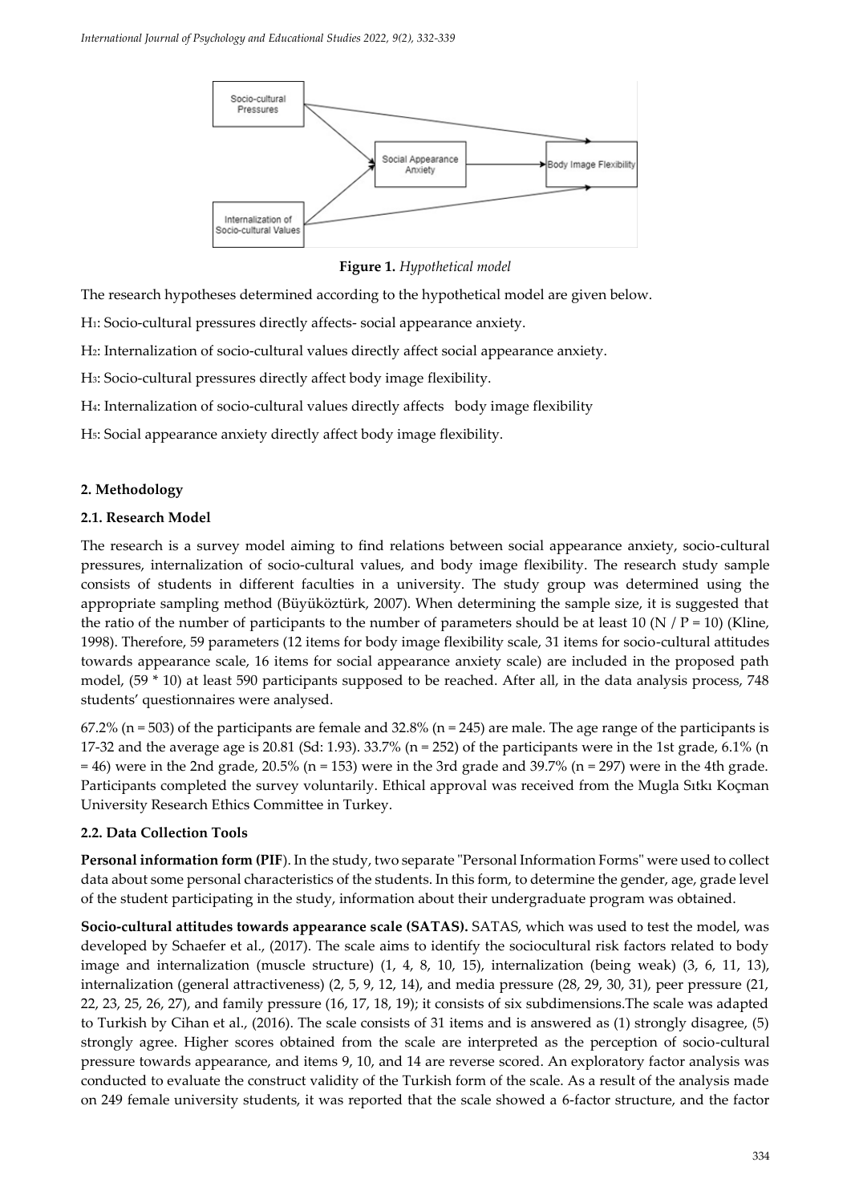**Figure 1.** *Hypothetical model*

The research hypotheses determined according to the hypothetical model are given below.

$H_1$: Socio-cultural pressures directly affects- social appearance anxiety.

$H_2$: Internalization of socio-cultural values directly affect social appearance anxiety.

$H_3$: Socio-cultural pressures directly affect body image flexibility.

$H_4$: Internalization of socio-cultural values directly affects body image flexibility

$H_5$: Social appearance anxiety directly affect body image flexibility.

## 2. Methodology

### 2.1. Research Model

The research is a survey model aiming to find relations between social appearance anxiety, socio-cultural pressures, internalization of socio-cultural values, and body image flexibility. The research study sample consists of students in different faculties in a university. The study group was determined using the appropriate sampling method (Büyüköztürk, 2007). When determining the sample size, it is suggested that the ratio of the number of participants to the number of parameters should be at least 10 ($N / P = 10$) (Kline, 1998). Therefore, 59 parameters (12 items for body image flexibility scale, 31 items for socio-cultural attitudes towards appearance scale, 16 items for social appearance anxiety scale) are included in the proposed path model, ($59 * 10$) at least 590 participants supposed to be reached. After all, in the data analysis process, 748 students' questionnaires were analysed.

67.2% (n = 503) of the participants are female and 32.8% (n = 245) are male. The age range of the participants is 17-32 and the average age is 20.81 (Sd: 1.93). 33.7% (n = 252) of the participants were in the 1st grade, 6.1% (n = 46) were in the 2nd grade, 20.5% (n = 153) were in the 3rd grade and 39.7% (n = 297) were in the 4th grade. Participants completed the survey voluntarily. Ethical approval was received from the Mugla Sıtkı Koçman University Research Ethics Committee in Turkey.

### 2.2. Data Collection Tools

**Personal information form (PIF**). In the study, two separate "Personal Information Forms" were used to collect data about some personal characteristics of the students. In this form, to determine the gender, age, grade level of the student participating in the study, information about their undergraduate program was obtained.

**Socio-cultural attitudes towards appearance scale (SATAS).** SATAS, which was used to test the model, was developed by Schaefer et al., (2017). The scale aims to identify the sociocultural risk factors related to body image and internalization (muscle structure) (1, 4, 8, 10, 15), internalization (being weak) (3, 6, 11, 13), internalization (general attractiveness) (2, 5, 9, 12, 14), and media pressure (28, 29, 30, 31), peer pressure (21, 22, 23, 25, 26, 27), and family pressure (16, 17, 18, 19); it consists of six subdimensions.The scale was adapted to Turkish by Cihan et al., (2016). The scale consists of 31 items and is answered as (1) strongly disagree, (5) strongly agree. Higher scores obtained from the scale are interpreted as the perception of socio-cultural pressure towards appearance, and items 9, 10, and 14 are reverse scored. An exploratory factor analysis was conducted to evaluate the construct validity of the Turkish form of the scale. As a result of the analysis made on 249 female university students, it was reported that the scale showed a 6-factor structure, and the factor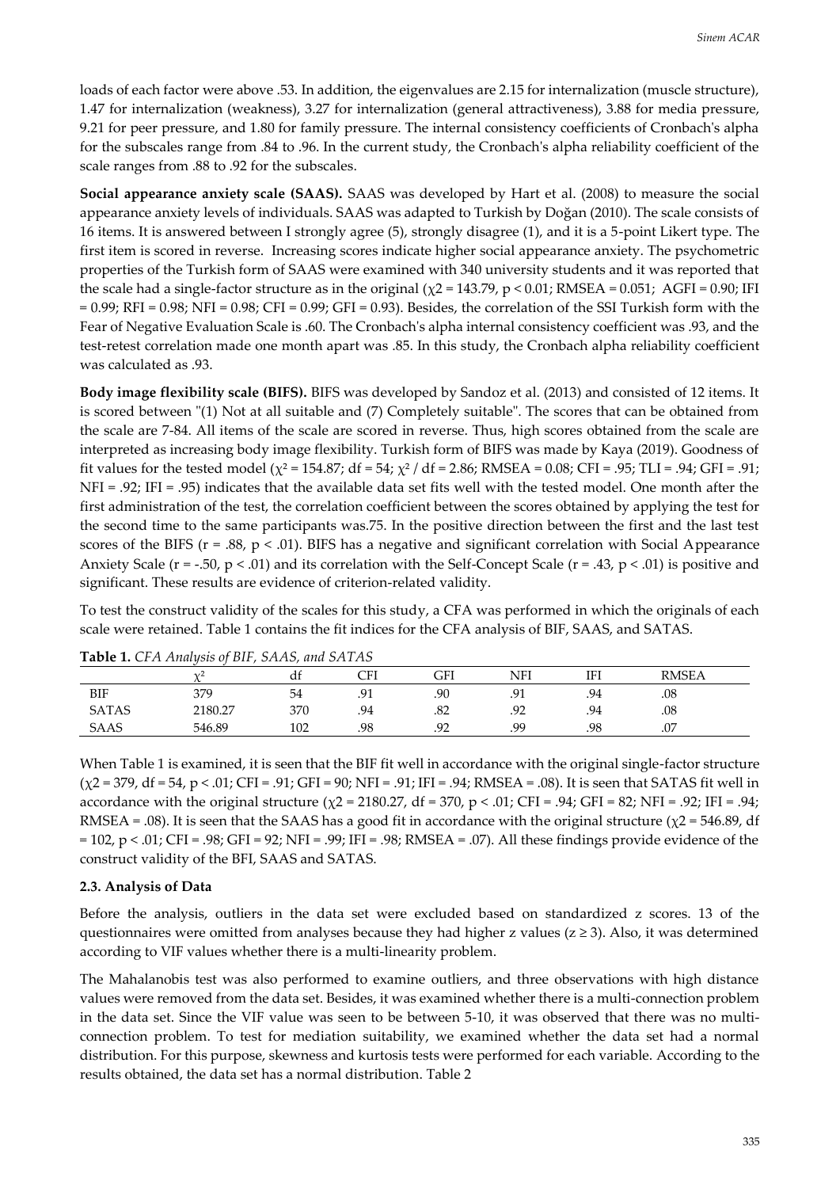loads of each factor were above .53. In addition, the eigenvalues are 2.15 for internalization (muscle structure), 1.47 for internalization (weakness), 3.27 for internalization (general attractiveness), 3.88 for media pressure, 9.21 for peer pressure, and 1.80 for family pressure. The internal consistency coefficients of Cronbach's alpha for the subscales range from .84 to .96. In the current study, the Cronbach's alpha reliability coefficient of the scale ranges from .88 to .92 for the subscales.

**Social appearance anxiety scale (SAAS).** SAAS was developed by Hart et al. (2008) to measure the social appearance anxiety levels of individuals. SAAS was adapted to Turkish by Doğan (2010). The scale consists of 16 items. It is answered between I strongly agree (5), strongly disagree (1), and it is a 5-point Likert type. The first item is scored in reverse. Increasing scores indicate higher social appearance anxiety. The psychometric properties of the Turkish form of SAAS were examined with 340 university students and it was reported that the scale had a single-factor structure as in the original ($\chi2$ = 143.79, $p < 0.01$; RMSEA = 0.051; AGFI = 0.90; IFI = 0.99; RFI = 0.98; NFI = 0.98; CFI = 0.99; GFI = 0.93). Besides, the correlation of the SSI Turkish form with the Fear of Negative Evaluation Scale is .60. The Cronbach's alpha internal consistency coefficient was .93, and the test-retest correlation made one month apart was .85. In this study, the Cronbach alpha reliability coefficient was calculated as .93.

**Body image flexibility scale (BIFS).** BIFS was developed by Sandoz et al. (2013) and consisted of 12 items. It is scored between "(1) Not at all suitable and (7) Completely suitable". The scores that can be obtained from the scale are 7-84. All items of the scale are scored in reverse. Thus, high scores obtained from the scale are interpreted as increasing body image flexibility. Turkish form of BIFS was made by Kaya (2019). Goodness of fit values for the tested model ($\chi^2$ = 154.87; df = 54; $\chi^2$ / df = 2.86; RMSEA = 0.08; CFI = .95; TLI = .94; GFI = .91; NFI = .92; IFI = .95) indicates that the available data set fits well with the tested model. One month after the first administration of the test, the correlation coefficient between the scores obtained by applying the test for the second time to the same participants was.75. In the positive direction between the first and the last test scores of the BIFS ($r$ = .88, $p < .01$). BIFS has a negative and significant correlation with Social Appearance Anxiety Scale ($r$ = -.50, $p < .01$) and its correlation with the Self-Concept Scale ($r$ = .43, $p < .01$) is positive and significant. These results are evidence of criterion-related validity.

To test the construct validity of the scales for this study, a CFA was performed in which the originals of each scale were retained. Table 1 contains the fit indices for the CFA analysis of BIF, SAAS, and SATAS.

**Table 1.** *CFA Analysis of BIF, SAAS, and SATAS*

| | $\chi^2$ | df | CFI | GFI | NFI | IFI | RMSEA |
|---|---|---|---|---|---|---|---|
| BIF | 379 | 54 | .91 | .90 | .91 | .94 | .08 |
| SATAS | 2180.27 | 370 | .94 | .82 | .92 | .94 | .08 |
| SAAS | 546.89 | 102 | .98 | .92 | .99 | .98 | .07 |

When Table 1 is examined, it is seen that the BIF fit well in accordance with the original single-factor structure ($\chi2$ = 379, df = 54, $p < .01$; CFI = .91; GFI = 90; NFI = .91; IFI = .94; RMSEA = .08). It is seen that SATAS fit well in accordance with the original structure ($\chi2$ = 2180.27, df = 370, $p < .01$; CFI = .94; GFI = 82; NFI = .92; IFI = .94; RMSEA = .08). It is seen that the SAAS has a good fit in accordance with the original structure ($\chi2$ = 546.89, df = 102, $p < .01$; CFI = .98; GFI = 92; NFI = .99; IFI = .98; RMSEA = .07). All these findings provide evidence of the construct validity of the BFI, SAAS and SATAS.

### 2.3. Analysis of Data

Before the analysis, outliers in the data set were excluded based on standardized z scores. 13 of the questionnaires were omitted from analyses because they had higher z values ($z \geq 3$). Also, it was determined according to VIF values whether there is a multi-linearity problem.

The Mahalanobis test was also performed to examine outliers, and three observations with high distance values were removed from the data set. Besides, it was examined whether there is a multi-connection problem in the data set. Since the VIF value was seen to be between 5-10, it was observed that there was no multi-connection problem. To test for mediation suitability, we examined whether the data set had a normal distribution. For this purpose, skewness and kurtosis tests were performed for each variable. According to the results obtained, the data set has a normal distribution. Table 2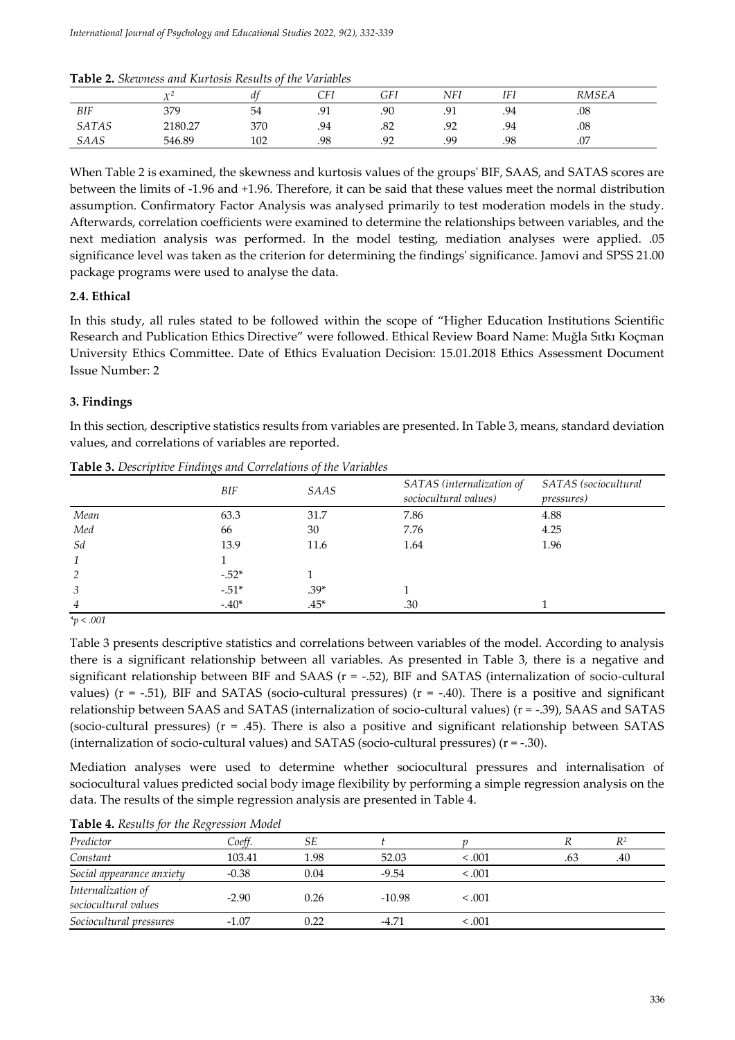**Table 2.** *Skewness and Kurtosis Results of the Variables*

| | $\chi^2$ | *df* | *CFI* | *GFI* | *NFI* | *IFI* | *RMSEA* |
|---|---|---|---|---|---|---|---|
| *BIF* | 379 | 54 | .91 | .90 | .91 | .94 | .08 |
| *SATAS* | 2180.27 | 370 | .94 | .82 | .92 | .94 | .08 |
| *SAAS* | 546.89 | 102 | .98 | .92 | .99 | .98 | .07 |

When Table 2 is examined, the skewness and kurtosis values of the groups' BIF, SAAS, and SATAS scores are between the limits of -1.96 and +1.96. Therefore, it can be said that these values meet the normal distribution assumption. Confirmatory Factor Analysis was analysed primarily to test moderation models in the study. Afterwards, correlation coefficients were examined to determine the relationships between variables, and the next mediation analysis was performed. In the model testing, mediation analyses were applied. .05 significance level was taken as the criterion for determining the findings' significance. Jamovi and SPSS 21.00 package programs were used to analyse the data.

### 2.4. Ethical

In this study, all rules stated to be followed within the scope of "Higher Education Institutions Scientific Research and Publication Ethics Directive" were followed. Ethical Review Board Name: Muğla Sıtkı Koçman University Ethics Committee. Date of Ethics Evaluation Decision: 15.01.2018 Ethics Assessment Document Issue Number: 2

## 3. Findings

In this section, descriptive statistics results from variables are presented. In Table 3, means, standard deviation values, and correlations of variables are reported.

**Table 3.** *Descriptive Findings and Correlations of the Variables*

| | *BIF* | *SAAS* | *SATAS (internalization of sociocultural values)* | *SATAS (sociocultural pressures)* |
|---|---|---|---|---|
| *Mean* | 63.3 | 31.7 | 7.86 | 4.88 |
| *Med* | 66 | 30 | 7.76 | 4.25 |
| *Sd* | 13.9 | 11.6 | 1.64 | 1.96 |
| *1* | 1 | | | |
| *2* | -.52* | 1 | | |
| *3* | -.51* | .39* | 1 | |
| *4* | -.40* | .45* | .30 | 1 |

*\*p < .001*

Table 3 presents descriptive statistics and correlations between variables of the model. According to analysis there is a significant relationship between all variables. As presented in Table 3, there is a negative and significant relationship between BIF and SAAS (r = -.52), BIF and SATAS (internalization of socio-cultural values) (r = -.51), BIF and SATAS (socio-cultural pressures) (r = -.40). There is a positive and significant relationship between SAAS and SATAS (internalization of socio-cultural values) (r = -.39), SAAS and SATAS (socio-cultural pressures) (r = .45). There is also a positive and significant relationship between SATAS (internalization of socio-cultural values) and SATAS (socio-cultural pressures) (r = -.30).

Mediation analyses were used to determine whether sociocultural pressures and internalisation of sociocultural values predicted social body image flexibility by performing a simple regression analysis on the data. The results of the simple regression analysis are presented in Table 4.

**Table 4.** *Results for the Regression Model*

| *Predictor* | *Coeff.* | *SE* | *t* | *p* | *R* | $R^2$ |
|---|---|---|---|---|---|---|
| *Constant* | 103.41 | 1.98 | 52.03 | < .001 | .63 | .40 |
| *Social appearance anxiety* | -0.38 | 0.04 | -9.54 | < .001 | | |
| *Internalization of sociocultural values* | -2.90 | 0.26 | -10.98 | < .001 | | |
| *Sociocultural pressures* | -1.07 | 0.22 | -4.71 | < .001 | | |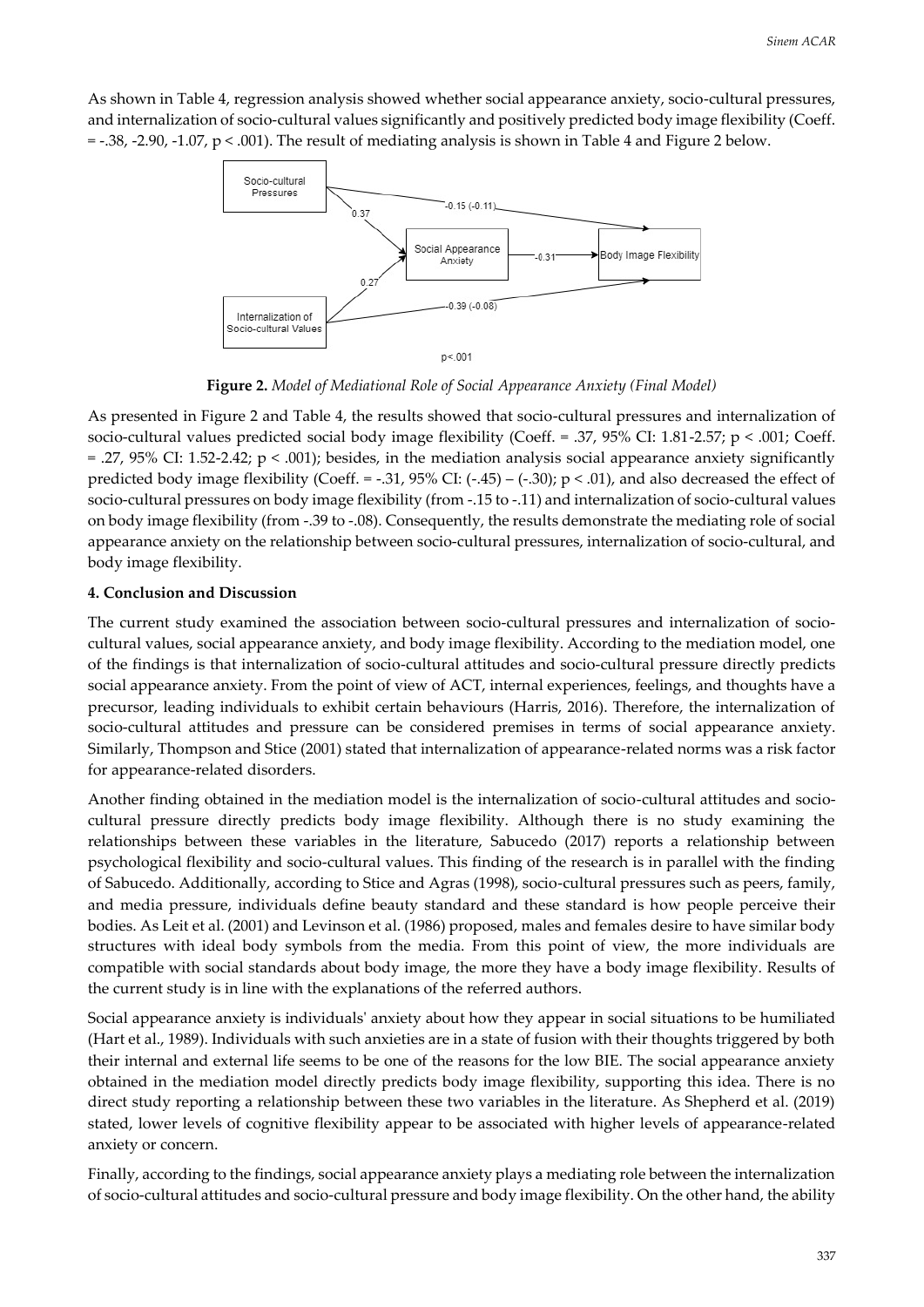As shown in Table 4, regression analysis showed whether social appearance anxiety, socio-cultural pressures, and internalization of socio-cultural values significantly and positively predicted body image flexibility (Coeff. = -.38, -2.90, -1.07, $p < .001$). The result of mediating analysis is shown in Table 4 and Figure 2 below.

**Figure 2.** *Model of Mediational Role of Social Appearance Anxiety (Final Model)*

As presented in Figure 2 and Table 4, the results showed that socio-cultural pressures and internalization of socio-cultural values predicted social body image flexibility (Coeff. = .37, 95% CI: 1.81-2.57; $p < .001$; Coeff. = .27, 95% CI: 1.52-2.42; $p < .001$); besides, in the mediation analysis social appearance anxiety significantly predicted body image flexibility (Coeff. = -.31, 95% CI: (-.45) – (-.30); $p < .01$), and also decreased the effect of socio-cultural pressures on body image flexibility (from -.15 to -.11) and internalization of socio-cultural values on body image flexibility (from -.39 to -.08). Consequently, the results demonstrate the mediating role of social appearance anxiety on the relationship between socio-cultural pressures, internalization of socio-cultural, and body image flexibility.

## 4. Conclusion and Discussion

The current study examined the association between socio-cultural pressures and internalization of socio-cultural values, social appearance anxiety, and body image flexibility. According to the mediation model, one of the findings is that internalization of socio-cultural attitudes and socio-cultural pressure directly predicts social appearance anxiety. From the point of view of ACT, internal experiences, feelings, and thoughts have a precursor, leading individuals to exhibit certain behaviours (Harris, 2016). Therefore, the internalization of socio-cultural attitudes and pressure can be considered premises in terms of social appearance anxiety. Similarly, Thompson and Stice (2001) stated that internalization of appearance-related norms was a risk factor for appearance-related disorders.

Another finding obtained in the mediation model is the internalization of socio-cultural attitudes and socio-cultural pressure directly predicts body image flexibility. Although there is no study examining the relationships between these variables in the literature, Sabucedo (2017) reports a relationship between psychological flexibility and socio-cultural values. This finding of the research is in parallel with the finding of Sabucedo. Additionally, according to Stice and Agras (1998), socio-cultural pressures such as peers, family, and media pressure, individuals define beauty standard and these standard is how people perceive their bodies. As Leit et al. (2001) and Levinson et al. (1986) proposed, males and females desire to have similar body structures with ideal body symbols from the media. From this point of view, the more individuals are compatible with social standards about body image, the more they have a body image flexibility. Results of the current study is in line with the explanations of the referred authors.

Social appearance anxiety is individuals' anxiety about how they appear in social situations to be humiliated (Hart et al., 1989). Individuals with such anxieties are in a state of fusion with their thoughts triggered by both their internal and external life seems to be one of the reasons for the low BIE. The social appearance anxiety obtained in the mediation model directly predicts body image flexibility, supporting this idea. There is no direct study reporting a relationship between these two variables in the literature. As Shepherd et al. (2019) stated, lower levels of cognitive flexibility appear to be associated with higher levels of appearance-related anxiety or concern.

Finally, according to the findings, social appearance anxiety plays a mediating role between the internalization of socio-cultural attitudes and socio-cultural pressure and body image flexibility. On the other hand, the ability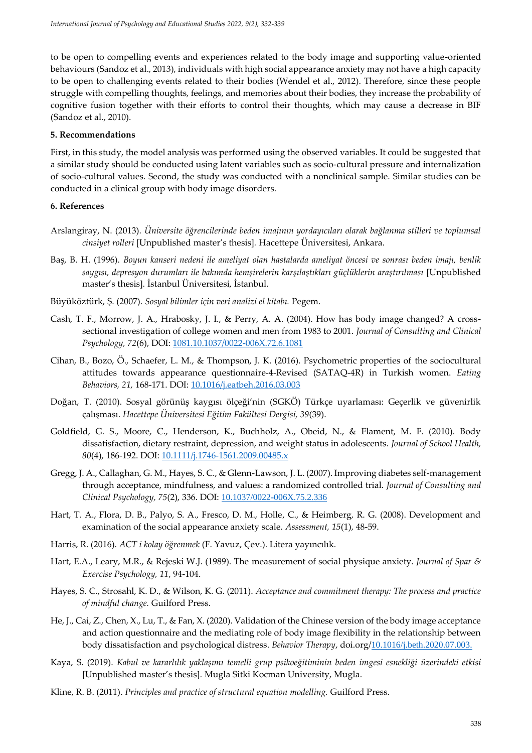to be open to compelling events and experiences related to the body image and supporting value-oriented behaviours (Sandoz et al., 2013), individuals with high social appearance anxiety may not have a high capacity to be open to challenging events related to their bodies (Wendel et al., 2012). Therefore, since these people struggle with compelling thoughts, feelings, and memories about their bodies, they increase the probability of cognitive fusion together with their efforts to control their thoughts, which may cause a decrease in BIF (Sandoz et al., 2010).

## 5. Recommendations

First, in this study, the model analysis was performed using the observed variables. It could be suggested that a similar study should be conducted using latent variables such as socio-cultural pressure and internalization of socio-cultural values. Second, the study was conducted with a nonclinical sample. Similar studies can be conducted in a clinical group with body image disorders.

## 6. References

Arslangiray, N. (2013). *Üniversite öğrencilerinde beden imajının yordayıcıları olarak bağlanma stilleri ve toplumsal cinsiyet rolleri* [Unpublished master's thesis]. Hacettepe Üniversitesi, Ankara.

Baş, B. H. (1996). *Boyun kanseri nedeni ile ameliyat olan hastalarda ameliyat öncesi ve sonrası beden imajı, benlik saygısı, depresyon durumları ile bakımda hemşirelerin karşılaştıkları güçlüklerin araştırılması* [Unpublished master's thesis]. İstanbul Üniversitesi, İstanbul.

Büyüköztürk, Ş. (2007). *Sosyal bilimler için veri analizi el kitabı.* Pegem.

Cash, T. F., Morrow, J. A., Hrabosky, J. I., & Perry, A. A. (2004). How has body image changed? A cross-sectional investigation of college women and men from 1983 to 2001. *Journal of Consulting and Clinical Psychology, 72*(6), DOI: 1081.10.1037/0022-006X.72.6.1081

Cihan, B., Bozo, Ö., Schaefer, L. M., & Thompson, J. K. (2016). Psychometric properties of the sociocultural attitudes towards appearance questionnaire-4-Revised (SATAQ-4R) in Turkish women. *Eating Behaviors, 21,* 168-171. DOI: 10.1016/j.eatbeh.2016.03.003

Doğan, T. (2010). Sosyal görünüş kaygısı ölçeği'nin (SGKÖ) Türkçe uyarlaması: Geçerlik ve güvenirlik çalışması. *Hacettepe Üniversitesi Eğitim Fakültesi Dergisi, 39*(39).

Goldfield, G. S., Moore, C., Henderson, K., Buchholz, A., Obeid, N., & Flament, M. F. (2010). Body dissatisfaction, dietary restraint, depression, and weight status in adolescents. *Journal of School Health, 80*(4), 186-192. DOI: 10.1111/j.1746-1561.2009.00485.x

Gregg, J. A., Callaghan, G. M., Hayes, S. C., & Glenn-Lawson, J. L. (2007). Improving diabetes self-management through acceptance, mindfulness, and values: a randomized controlled trial. *Journal of Consulting and Clinical Psychology, 75*(2), 336. DOI: 10.1037/0022-006X.75.2.336

Hart, T. A., Flora, D. B., Palyo, S. A., Fresco, D. M., Holle, C., & Heimberg, R. G. (2008). Development and examination of the social appearance anxiety scale. *Assessment, 15*(1), 48-59.

Harris, R. (2016). *ACT i kolay öğrenmek* (F. Yavuz, Çev.). Litera yayıncılık.

Hart, E.A., Leary, M.R., & Rejeski W.J. (1989). The measurement of social physique anxiety. *Journal of Spar & Exercise Psychology, 11*, 94-104.

Hayes, S. C., Strosahl, K. D., & Wilson, K. G. (2011). *Acceptance and commitment therapy: The process and practice of mindful change.* Guilford Press.

He, J., Cai, Z., Chen, X., Lu, T., & Fan, X. (2020). Validation of the Chinese version of the body image acceptance and action questionnaire and the mediating role of body image flexibility in the relationship between body dissatisfaction and psychological distress. *Behavior Therapy*, doi.org/10.1016/j.beth.2020.07.003.

Kaya, S. (2019). *Kabul ve kararlılık yaklaşımı temelli grup psikoeğitiminin beden imgesi esnekliği üzerindeki etkisi* [Unpublished master's thesis]. Mugla Sitki Kocman University, Mugla.

Kline, R. B. (2011). *Principles and practice of structural equation modelling.* Guilford Press.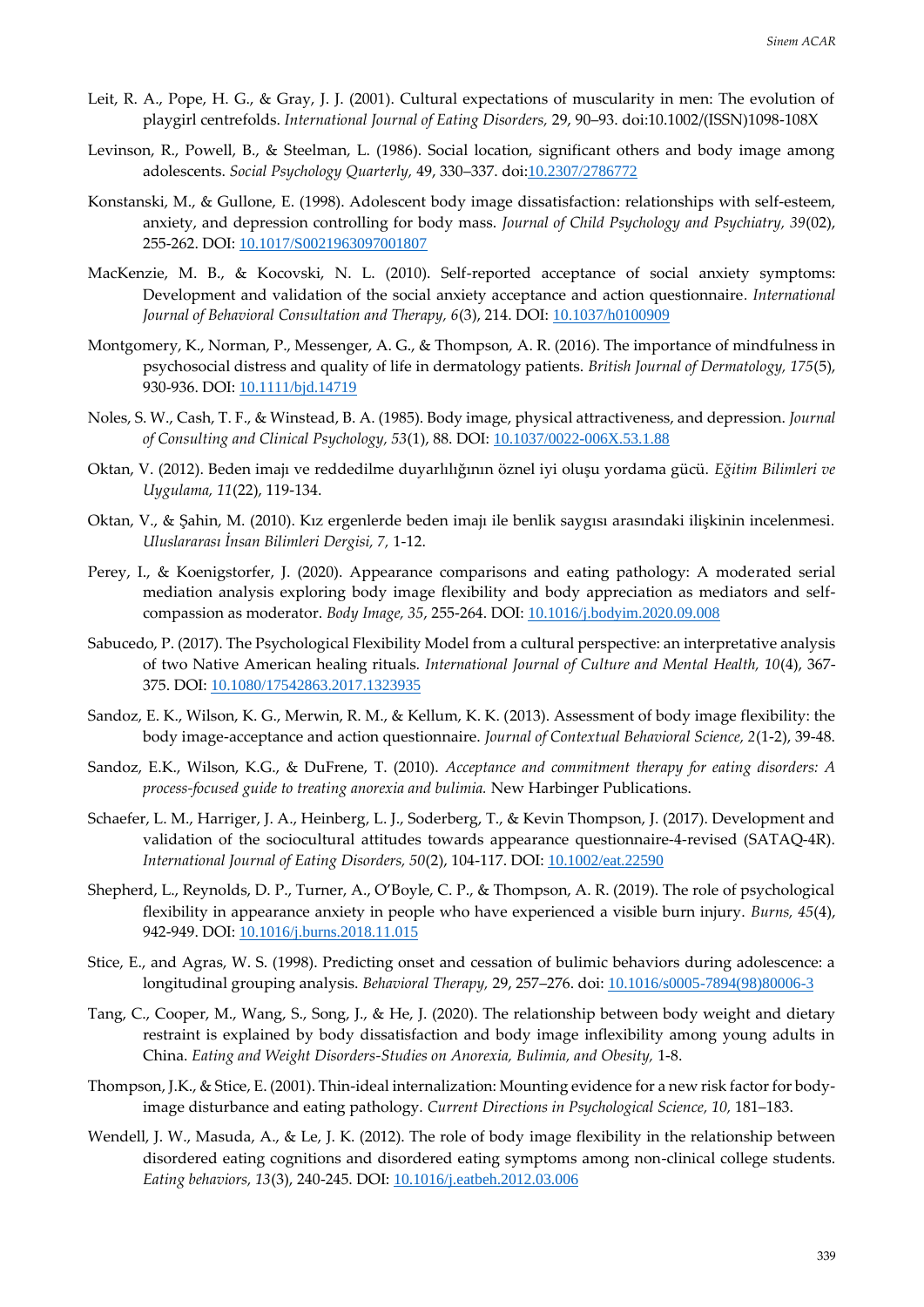Leit, R. A., Pope, H. G., & Gray, J. J. (2001). Cultural expectations of muscularity in men: The evolution of playgirl centrefolds. *International Journal of Eating Disorders,* 29, 90–93. doi:10.1002/(ISSN)1098-108X

Levinson, R., Powell, B., & Steelman, L. (1986). Social location, significant others and body image among adolescents. *Social Psychology Quarterly,* 49, 330–337. doi:10.2307/2786772

Konstanski, M., & Gullone, E. (1998). Adolescent body image dissatisfaction: relationships with self-esteem, anxiety, and depression controlling for body mass. *Journal of Child Psychology and Psychiatry, 39*(02), 255-262. DOI: 10.1017/S0021963097001807

MacKenzie, M. B., & Kocovski, N. L. (2010). Self-reported acceptance of social anxiety symptoms: Development and validation of the social anxiety acceptance and action questionnaire. *International Journal of Behavioral Consultation and Therapy, 6*(3), 214. DOI: 10.1037/h0100909

Montgomery, K., Norman, P., Messenger, A. G., & Thompson, A. R. (2016). The importance of mindfulness in psychosocial distress and quality of life in dermatology patients. *British Journal of Dermatology, 175*(5), 930-936. DOI: 10.1111/bjd.14719

Noles, S. W., Cash, T. F., & Winstead, B. A. (1985). Body image, physical attractiveness, and depression. *Journal of Consulting and Clinical Psychology, 53*(1), 88. DOI: 10.1037/0022-006X.53.1.88

Oktan, V. (2012). Beden imajı ve reddedilme duyarlılığının öznel iyi oluşu yordama gücü. *Eğitim Bilimleri ve Uygulama, 11*(22), 119-134.

Oktan, V., & Şahin, M. (2010). Kız ergenlerde beden imajı ile benlik saygısı arasındaki ilişkinin incelenmesi. *Uluslararası İnsan Bilimleri Dergisi, 7,* 1-12.

Perey, I., & Koenigstorfer, J. (2020). Appearance comparisons and eating pathology: A moderated serial mediation analysis exploring body image flexibility and body appreciation as mediators and self-compassion as moderator. *Body Image, 35*, 255-264. DOI: 10.1016/j.bodyim.2020.09.008

Sabucedo, P. (2017). The Psychological Flexibility Model from a cultural perspective: an interpretative analysis of two Native American healing rituals. *International Journal of Culture and Mental Health, 10*(4), 367-375. DOI: 10.1080/17542863.2017.1323935

Sandoz, E. K., Wilson, K. G., Merwin, R. M., & Kellum, K. K. (2013). Assessment of body image flexibility: the body image-acceptance and action questionnaire. *Journal of Contextual Behavioral Science, 2*(1-2), 39-48.

Sandoz, E.K., Wilson, K.G., & DuFrene, T. (2010). *Acceptance and commitment therapy for eating disorders: A process-focused guide to treating anorexia and bulimia.* New Harbinger Publications.

Schaefer, L. M., Harriger, J. A., Heinberg, L. J., Soderberg, T., & Kevin Thompson, J. (2017). Development and validation of the sociocultural attitudes towards appearance questionnaire-4-revised (SATAQ-4R). *International Journal of Eating Disorders, 50*(2), 104-117. DOI: 10.1002/eat.22590

Shepherd, L., Reynolds, D. P., Turner, A., O'Boyle, C. P., & Thompson, A. R. (2019). The role of psychological flexibility in appearance anxiety in people who have experienced a visible burn injury. *Burns, 45*(4), 942-949. DOI: 10.1016/j.burns.2018.11.015

Stice, E., and Agras, W. S. (1998). Predicting onset and cessation of bulimic behaviors during adolescence: a longitudinal grouping analysis. *Behavioral Therapy,* 29, 257–276. doi: 10.1016/s0005-7894(98)80006-3

Tang, C., Cooper, M., Wang, S., Song, J., & He, J. (2020). The relationship between body weight and dietary restraint is explained by body dissatisfaction and body image inflexibility among young adults in China. *Eating and Weight Disorders-Studies on Anorexia, Bulimia, and Obesity,* 1-8.

Thompson, J.K., & Stice, E. (2001). Thin-ideal internalization: Mounting evidence for a new risk factor for body-image disturbance and eating pathology. *Current Directions in Psychological Science, 10,* 181–183.

Wendell, J. W., Masuda, A., & Le, J. K. (2012). The role of body image flexibility in the relationship between disordered eating cognitions and disordered eating symptoms among non-clinical college students. *Eating behaviors, 13*(3), 240-245. DOI: 10.1016/j.eatbeh.2012.03.006